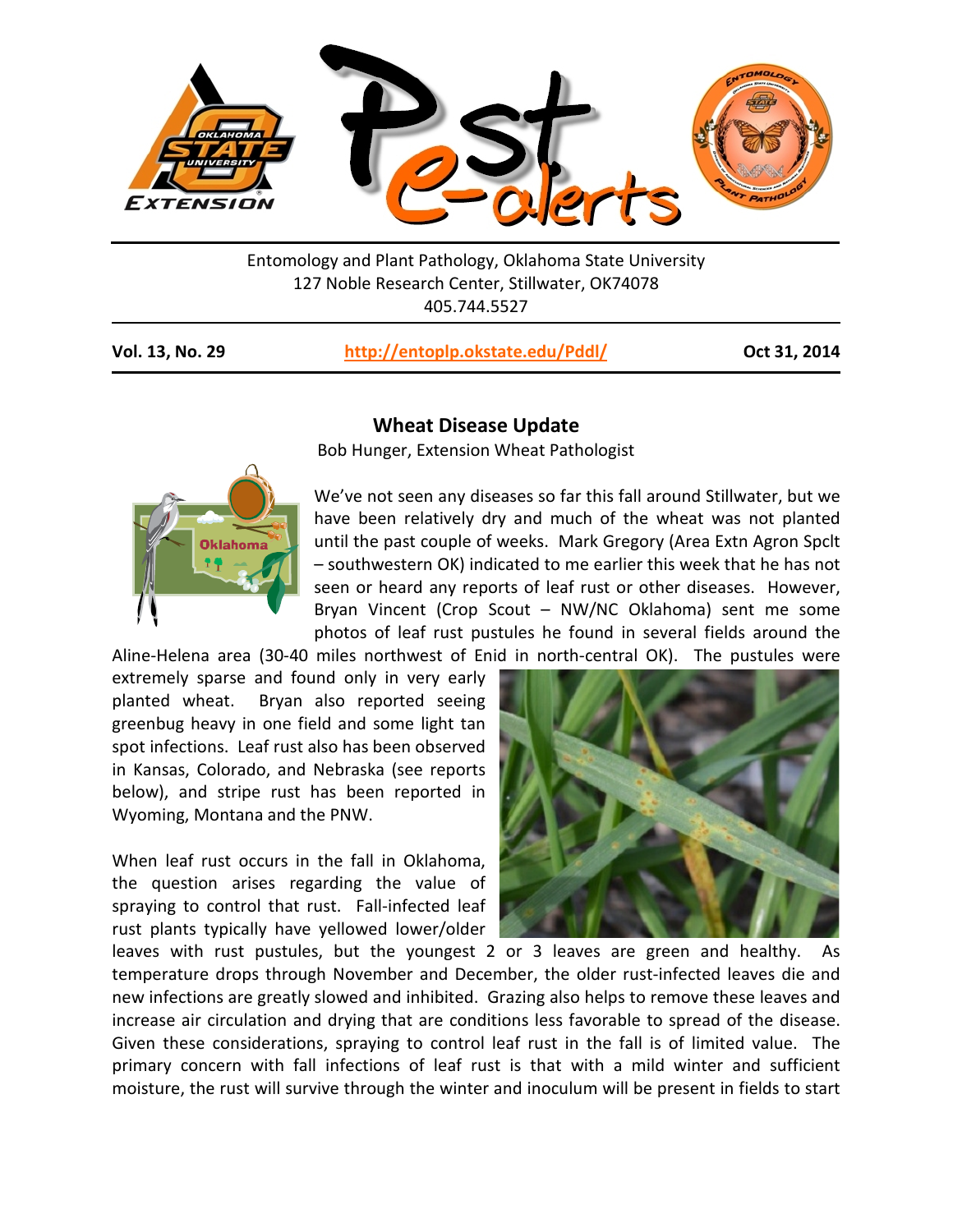Entomology and Plant Pathology, Oklahoma State University
127 Noble Research Center, Stillwater, OK74078
405.744.5527

**Vol. 13, No. 29** **http://entoplp.okstate.edu/Pddl/** **Oct 31, 2014**

## Wheat Disease Update

Bob Hunger, Extension Wheat Pathologist

We've not seen any diseases so far this fall around Stillwater, but we have been relatively dry and much of the wheat was not planted until the past couple of weeks. Mark Gregory (Area Extn Agron Spclt – southwestern OK) indicated to me earlier this week that he has not seen or heard any reports of leaf rust or other diseases. However, Bryan Vincent (Crop Scout – NW/NC Oklahoma) sent me some photos of leaf rust pustules he found in several fields around the Aline-Helena area (30-40 miles northwest of Enid in north-central OK). The pustules were extremely sparse and found only in very early planted wheat. Bryan also reported seeing greenbug heavy in one field and some light tan spot infections. Leaf rust also has been observed in Kansas, Colorado, and Nebraska (see reports below), and stripe rust has been reported in Wyoming, Montana and the PNW.

When leaf rust occurs in the fall in Oklahoma, the question arises regarding the value of spraying to control that rust. Fall-infected leaf rust plants typically have yellowed lower/older leaves with rust pustules, but the youngest 2 or 3 leaves are green and healthy. As temperature drops through November and December, the older rust-infected leaves die and new infections are greatly slowed and inhibited. Grazing also helps to remove these leaves and increase air circulation and drying that are conditions less favorable to spread of the disease. Given these considerations, spraying to control leaf rust in the fall is of limited value. The primary concern with fall infections of leaf rust is that with a mild winter and sufficient moisture, the rust will survive through the winter and inoculum will be present in fields to start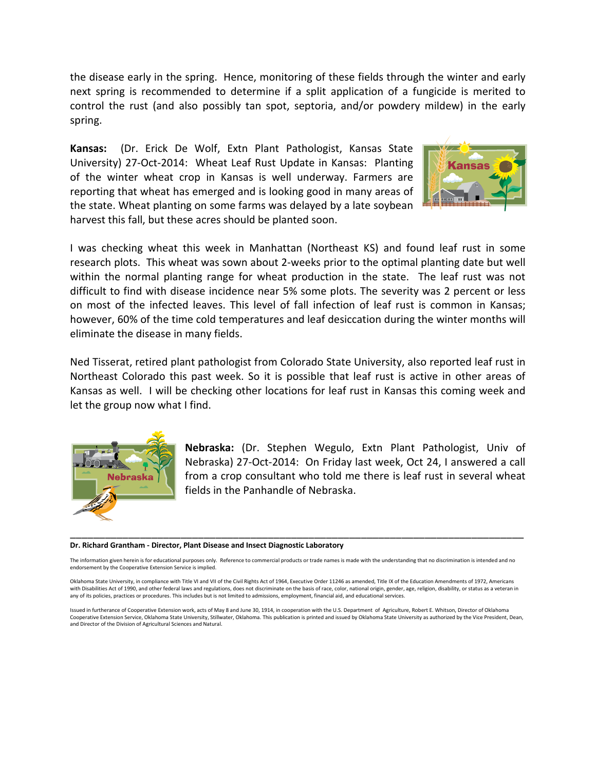the disease early in the spring. Hence, monitoring of these fields through the winter and early next spring is recommended to determine if a split application of a fungicide is merited to control the rust (and also possibly tan spot, septoria, and/or powdery mildew) in the early spring.

**Kansas:** (Dr. Erick De Wolf, Extn Plant Pathologist, Kansas State University) 27-Oct-2014: Wheat Leaf Rust Update in Kansas: Planting of the winter wheat crop in Kansas is well underway. Farmers are reporting that wheat has emerged and is looking good in many areas of the state. Wheat planting on some farms was delayed by a late soybean harvest this fall, but these acres should be planted soon.

I was checking wheat this week in Manhattan (Northeast KS) and found leaf rust in some research plots. This wheat was sown about 2-weeks prior to the optimal planting date but well within the normal planting range for wheat production in the state. The leaf rust was not difficult to find with disease incidence near 5% some plots. The severity was 2 percent or less on most of the infected leaves. This level of fall infection of leaf rust is common in Kansas; however, 60% of the time cold temperatures and leaf desiccation during the winter months will eliminate the disease in many fields.

Ned Tisserat, retired plant pathologist from Colorado State University, also reported leaf rust in Northeast Colorado this past week. So it is possible that leaf rust is active in other areas of Kansas as well. I will be checking other locations for leaf rust in Kansas this coming week and let the group now what I find.

**Nebraska:** (Dr. Stephen Wegulo, Extn Plant Pathologist, Univ of Nebraska) 27-Oct-2014: On Friday last week, Oct 24, I answered a call from a crop consultant who told me there is leaf rust in several wheat fields in the Panhandle of Nebraska.

---

**Dr. Richard Grantham - Director, Plant Disease and Insect Diagnostic Laboratory**

The information given herein is for educational purposes only. Reference to commercial products or trade names is made with the understanding that no discrimination is intended and no endorsement by the Cooperative Extension Service is implied.

Oklahoma State University, in compliance with Title VI and VII of the Civil Rights Act of 1964, Executive Order 11246 as amended, Title IX of the Education Amendments of 1972, Americans with Disabilities Act of 1990, and other federal laws and regulations, does not discriminate on the basis of race, color, national origin, gender, age, religion, disability, or status as a veteran in any of its policies, practices or procedures. This includes but is not limited to admissions, employment, financial aid, and educational services.

Issued in furtherance of Cooperative Extension work, acts of May 8 and June 30, 1914, in cooperation with the U.S. Department of Agriculture, Robert E. Whitson, Director of Oklahoma Cooperative Extension Service, Oklahoma State University, Stillwater, Oklahoma. This publication is printed and issued by Oklahoma State University as authorized by the Vice President, Dean, and Director of the Division of Agricultural Sciences and Natural.